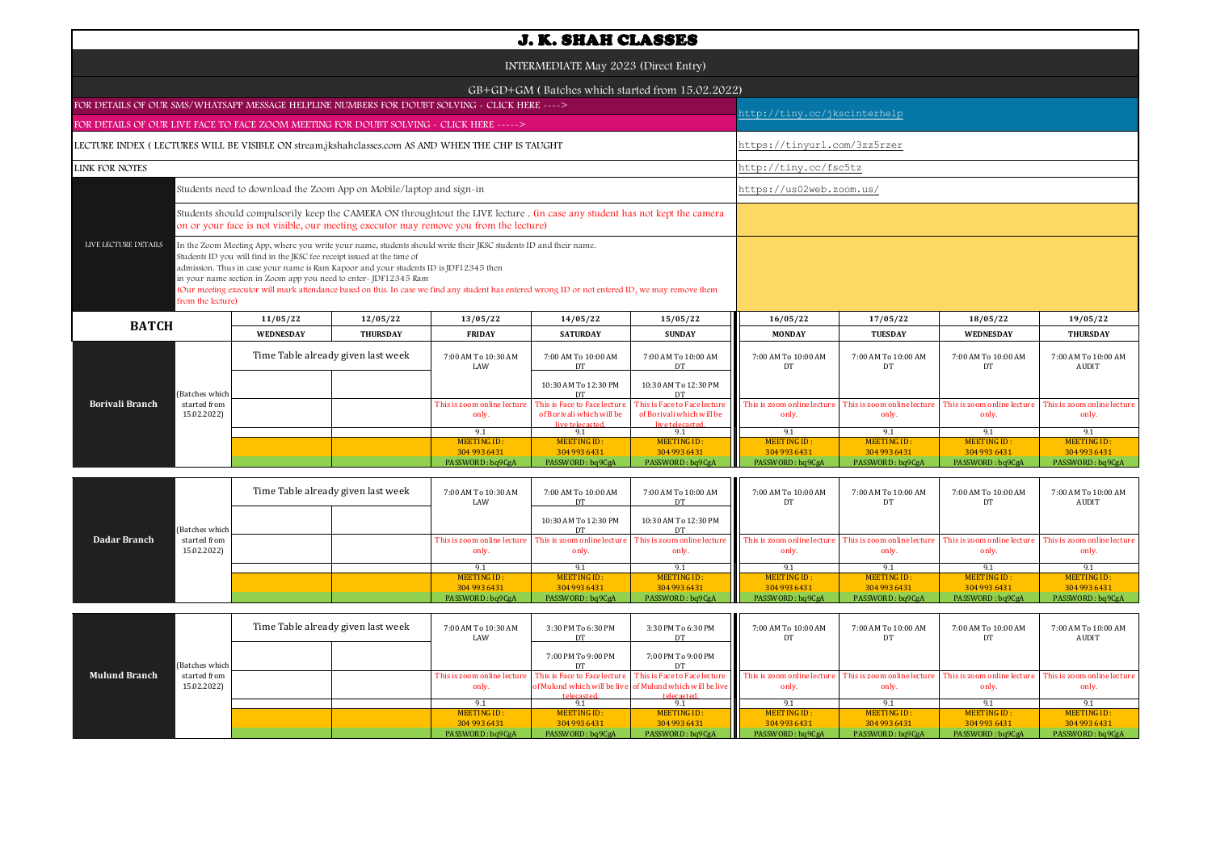# J. K. SHAH CLASSES

INTERMEDIATE May 2023 (Direct Entry)

GB+GD+GM ( Batches which started from 15.02.2022)

| | |
|---|---|
| FOR DETAILS OF OUR SMS/WHATSAPP MESSAGE HELPLINE NUMBERS FOR DOUBT SOLVING - CLICK HERE ----> | http://tiny.cc/jkscinterhelp |
| FOR DETAILS OF OUR LIVE FACE TO FACE ZOOM MEETING FOR DOUBT SOLVING - CLICK HERE -----> | |
| LECTURE INDEX ( LECTURES WILL BE VISIBLE ON stream.jkshahclasses.com AS AND WHEN THE CHP IS TAUGHT | https://tinyurl.com/3zz5rzer |
| LINK FOR NOTES | http://tiny.cc/fsc5tz |

**LIVE LECTURE DETAILS**

- Students need to download the Zoom App on Mobile/laptop and sign-in — https://us02web.zoom.us/
- Students should compulsorily keep the CAMERA ON throughtout the LIVE lecture . (in case any student has not kept the camera on or your face is not visible, our meeting executor may remove you from the lecture)
- In the Zoom Meeting App, where you write your name, students should write their JKSC students ID and their name. Students ID you will find in the JKSC fee receipt issued at the time of admission. Thus in case your name is Ram Kapoor and your students ID is JDF12345 then in your name section in Zoom app you need to enter- JDF12345 Ram (Our meeting executor will mark attendance based on this. In case we find any student has entered wrong ID or not entered ID, we may remove them from the lecture)

| BATCH | | 11/05/22 | 12/05/22 | 13/05/22 | 14/05/22 | 15/05/22 | 16/05/22 | 17/05/22 | 18/05/22 | 19/05/22 |
|---|---|---|---|---|---|---|---|---|---|---|
| | | WEDNESDAY | THURSDAY | FRIDAY | SATURDAY | SUNDAY | MONDAY | TUESDAY | WEDNESDAY | THURSDAY |
| **Borivali Branch** | (Batches which started from 15.02.2022) | Time Table already given last week | | 7:00 AM To 10:30 AM LAW | 7:00 AM To 10:00 AM DT | 7:00 AM To 10:00 AM DT | 7:00 AM To 10:00 AM DT | 7:00 AM To 10:00 AM DT | 7:00 AM To 10:00 AM DT | 7:00 AM To 10:00 AM AUDIT |
| | | | | | 10:30 AM To 12:30 PM DT | 10:30 AM To 12:30 PM DT | | | | |
| | | | | This is zoom online lecture only. | This is Face to Face lecture of Borivali which will be live telecasted. | This is Face to Face lecture of Borivali which will be live telecasted. | This is zoom online lecture only. | This is zoom online lecture only. | This is zoom online lecture only. | This is zoom online lecture only. |
| | | | | 9.1 | 9.1 | 9.1 | 9.1 | 9.1 | 9.1 | 9.1 |
| | | | | MEETING ID : 304 993 6431 | MEETING ID : 304 993 6431 | MEETING ID : 304 993 6431 | MEETING ID : 304 993 6431 | MEETING ID : 304 993 6431 | MEETING ID : 304 993 6431 | MEETING ID : 304 993 6431 |
| | | | | PASSWORD : bq9CgA | PASSWORD : bq9CgA | PASSWORD : bq9CgA | PASSWORD : bq9CgA | PASSWORD : bq9CgA | PASSWORD : bq9CgA | PASSWORD : bq9CgA |
| **Dadar Branch** | (Batches which started from 15.02.2022) | Time Table already given last week | | 7:00 AM To 10:30 AM LAW | 7:00 AM To 10:00 AM DT | 7:00 AM To 10:00 AM DT | 7:00 AM To 10:00 AM DT | 7:00 AM To 10:00 AM DT | 7:00 AM To 10:00 AM DT | 7:00 AM To 10:00 AM AUDIT |
| | | | | | 10:30 AM To 12:30 PM DT | 10:30 AM To 12:30 PM DT | | | | |
| | | | | This is zoom online lecture only. | This is zoom online lecture only. | This is zoom online lecture only. | This is zoom online lecture only. | This is zoom online lecture only. | This is zoom online lecture only. | This is zoom online lecture only. |
| | | | | 9.1 | 9.1 | 9.1 | 9.1 | 9.1 | 9.1 | 9.1 |
| | | | | MEETING ID : 304 993 6431 | MEETING ID : 304 993 6431 | MEETING ID : 304 993 6431 | MEETING ID : 304 993 6431 | MEETING ID : 304 993 6431 | MEETING ID : 304 993 6431 | MEETING ID : 304 993 6431 |
| | | | | PASSWORD : bq9CgA | PASSWORD : bq9CgA | PASSWORD : bq9CgA | PASSWORD : bq9CgA | PASSWORD : bq9CgA | PASSWORD : bq9CgA | PASSWORD : bq9CgA |
| **Mulund Branch** | (Batches which started from 15.02.2022) | Time Table already given last week | | 7:00 AM To 10:30 AM LAW | 3:30 PM To 6:30 PM DT | 3:30 PM To 6:30 PM DT | 7:00 AM To 10:00 AM DT | 7:00 AM To 10:00 AM DT | 7:00 AM To 10:00 AM DT | 7:00 AM To 10:00 AM AUDIT |
| | | | | | 7:00 PM To 9:00 PM DT | 7:00 PM To 9:00 PM DT | | | | |
| | | | | This is zoom online lecture only. | This is Face to Face lecture of Mulund which will be live telecasted. | This is Face to Face lecture of Mulund which will be live telecasted. | This is zoom online lecture only. | This is zoom online lecture only. | This is zoom online lecture only. | This is zoom online lecture only. |
| | | | | 9.1 | 9.1 | 9.1 | 9.1 | 9.1 | 9.1 | 9.1 |
| | | | | MEETING ID : 304 993 6431 | MEETING ID : 304 993 6431 | MEETING ID : 304 993 6431 | MEETING ID : 304 993 6431 | MEETING ID : 304 993 6431 | MEETING ID : 304 993 6431 | MEETING ID : 304 993 6431 |
| | | | | PASSWORD : bq9CgA | PASSWORD : bq9CgA | PASSWORD : bq9CgA | PASSWORD : bq9CgA | PASSWORD : bq9CgA | PASSWORD : bq9CgA | PASSWORD : bq9CgA |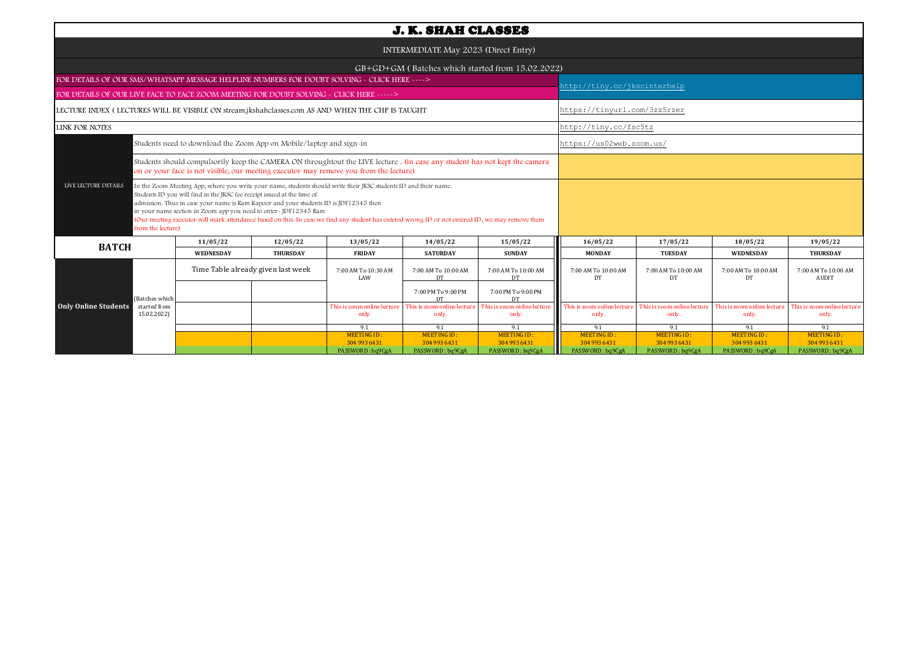# J. K. SHAH CLASSES

INTERMEDIATE May 2023 (Direct Entry)

GB+GD+GM ( Batches which started from 15.02.2022)

| | |
|---|---|
| FOR DETAILS OF OUR SMS/WHATSAPP MESSAGE HELPLINE NUMBERS FOR DOUBT SOLVING - CLICK HERE ----> FOR DETAILS OF OUR LIVE FACE TO FACE ZOOM MEETING FOR DOUBT SOLVING - CLICK HERE -----> | http://tiny.cc/jkscinterhelp |
| LECTURE INDEX ( LECTURES WILL BE VISIBLE ON stream.jkshahclasses.com AS AND WHEN THE CHP IS TAUGHT | https://tinyurl.com/3zz5rzer |
| LINK FOR NOTES | http://tiny.cc/fsc5tz |

**LIVE LECTURE DETAILS**

- Students need to download the Zoom App on Mobile/laptop and sign-in — https://us02web.zoom.us/
- Students should compulsorily keep the CAMERA ON throughtout the LIVE lecture . (in case any student has not kept the camera on or your face is not visible, our meeting executor may remove you from the lecture)
- In the Zoom Meeting App, where you write your name, students should write their JKSC students ID and their name. Students ID you will find in the JKSC fee receipt issued at the time of admission. Thus in case your name is Ram Kapoor and your students ID is JDF12345 then in your name section in Zoom app you need to enter- JDF12345 Ram (Our meeting executor will mark attendance based on this. In case we find any student has entered wrong ID or not entered ID, we may remove them from the lecture)

| BATCH | | 11/05/22 | 12/05/22 | 13/05/22 | 14/05/22 | 15/05/22 | 16/05/22 | 17/05/22 | 18/05/22 | 19/05/22 |
|---|---|---|---|---|---|---|---|---|---|---|
| | | WEDNESDAY | THURSDAY | FRIDAY | SATURDAY | SUNDAY | MONDAY | TUESDAY | WEDNESDAY | THURSDAY |
| Only Online Students | (Batches which started from 15.02.2022) | Time Table already given last week | | 7:00 AM To 10:30 AM LAW | 7:00 AM To 10:00 AM DT | 7:00 AM To 10:00 AM DT | 7:00 AM To 10:00 AM DT | 7:00 AM To 10:00 AM DT | 7:00 AM To 10:00 AM DT | 7:00 AM To 10:00 AM AUDIT |
| | | | | | 7:00 PM To 9:00 PM DT | 7:00 PM To 9:00 PM DT | | | | |
| | | | | This is zoom online lecture only. | This is zoom online lecture only. | This is zoom online lecture only. | This is zoom online lecture only. | This is zoom online lecture only. | This is zoom online lecture only. | This is zoom online lecture only. |
| | | | | 9.1 | 9.1 | 9.1 | 9.1 | 9.1 | 9.1 | 9.1 |
| | | | | MEETING ID : 304 993 6431 | MEETING ID : 304 993 6431 | MEETING ID : 304 993 6431 | MEETING ID : 304 993 6431 | MEETING ID : 304 993 6431 | MEETING ID : 304 993 6431 | MEETING ID : 304 993 6431 |
| | | | | PASSWORD : bq9CgA | PASSWORD : bq9CgA | PASSWORD : bq9CgA | PASSWORD : bq9CgA | PASSWORD : bq9CgA | PASSWORD : bq9CgA | PASSWORD : bq9CgA |